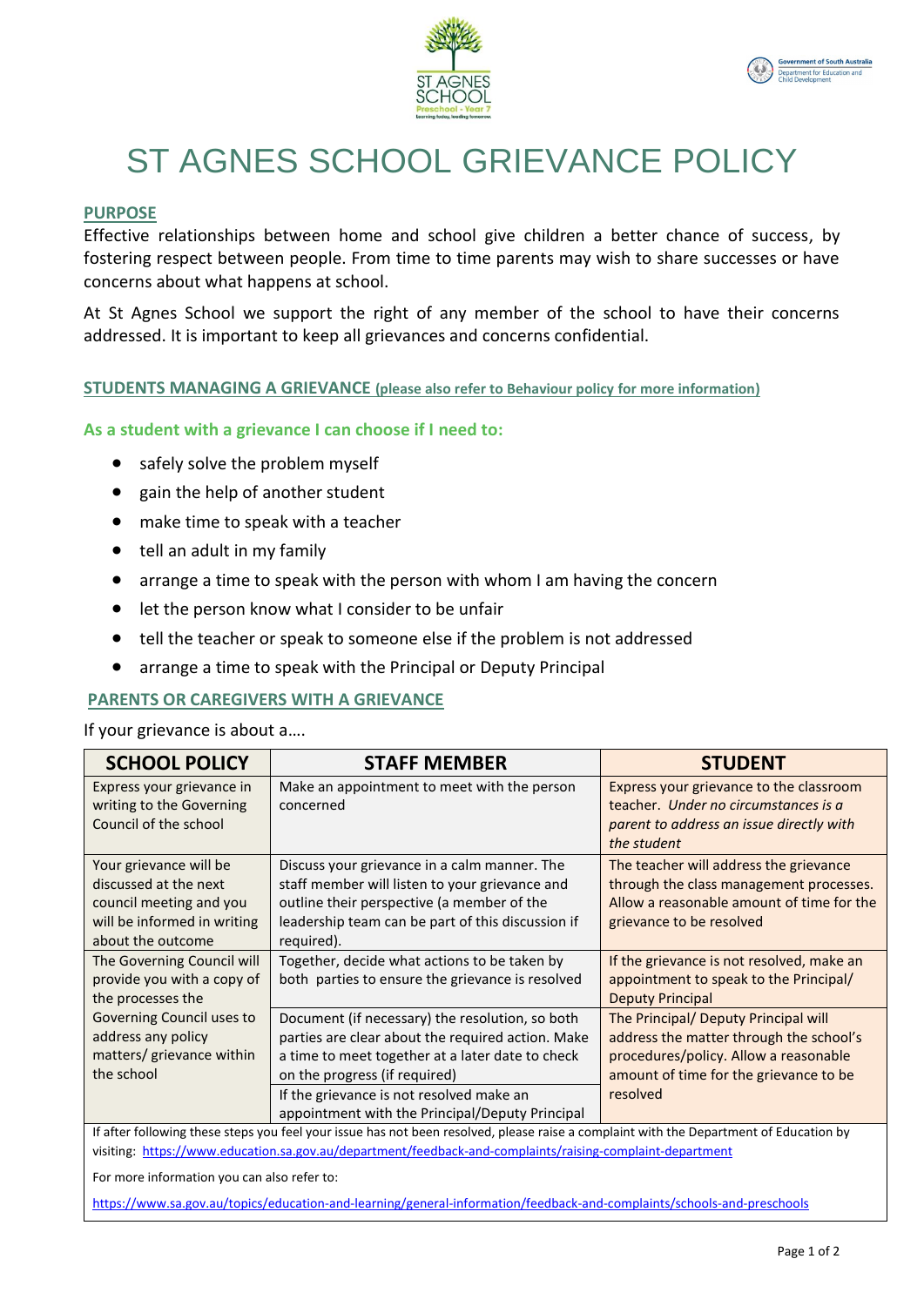# ST AGNES SCHOOL GRIEVANCE POLICY

## PURPOSE

Effective relationships between home and school give children a better chance of success, by fostering respect between people. From time to time parents may wish to share successes or have concerns about what happens at school.

At St Agnes School we support the right of any member of the school to have their concerns addressed. It is important to keep all grievances and concerns confidential.

## STUDENTS MANAGING A GRIEVANCE (please also refer to Behaviour policy for more information)

### As a student with a grievance I can choose if I need to:

- safely solve the problem myself
- gain the help of another student
- make time to speak with a teacher
- tell an adult in my family
- arrange a time to speak with the person with whom I am having the concern
- let the person know what I consider to be unfair
- tell the teacher or speak to someone else if the problem is not addressed
- arrange a time to speak with the Principal or Deputy Principal

## PARENTS OR CAREGIVERS WITH A GRIEVANCE

If your grievance is about a….

| SCHOOL POLICY | STAFF MEMBER | STUDENT |
|---|---|---|
| Express your grievance in writing to the Governing Council of the school | Make an appointment to meet with the person concerned | Express your grievance to the classroom teacher. *Under no circumstances is a parent to address an issue directly with the student* |
| Your grievance will be discussed at the next council meeting and you will be informed in writing about the outcome | Discuss your grievance in a calm manner. The staff member will listen to your grievance and outline their perspective (a member of the leadership team can be part of this discussion if required). | The teacher will address the grievance through the class management processes. Allow a reasonable amount of time for the grievance to be resolved |
| The Governing Council will provide you with a copy of the processes the Governing Council uses to address any policy matters/ grievance within the school | Together, decide what actions to be taken by both parties to ensure the grievance is resolved | If the grievance is not resolved, make an appointment to speak to the Principal/ Deputy Principal |
| | Document (if necessary) the resolution, so both parties are clear about the required action. Make a time to meet together at a later date to check on the progress (if required) | The Principal/ Deputy Principal will address the matter through the school's procedures/policy. Allow a reasonable amount of time for the grievance to be resolved |
| | If the grievance is not resolved make an appointment with the Principal/Deputy Principal | |

If after following these steps you feel your issue has not been resolved, please raise a complaint with the Department of Education by visiting: https://www.education.sa.gov.au/department/feedback-and-complaints/raising-complaint-department

For more information you can also refer to:

https://www.sa.gov.au/topics/education-and-learning/general-information/feedback-and-complaints/schools-and-preschools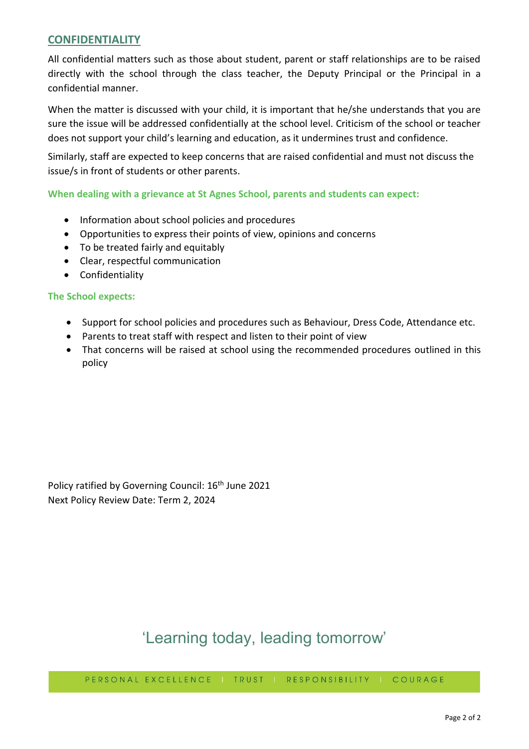## CONFIDENTIALITY

All confidential matters such as those about student, parent or staff relationships are to be raised directly with the school through the class teacher, the Deputy Principal or the Principal in a confidential manner.

When the matter is discussed with your child, it is important that he/she understands that you are sure the issue will be addressed confidentially at the school level. Criticism of the school or teacher does not support your child's learning and education, as it undermines trust and confidence.

Similarly, staff are expected to keep concerns that are raised confidential and must not discuss the issue/s in front of students or other parents.

**When dealing with a grievance at St Agnes School, parents and students can expect:**

- Information about school policies and procedures
- Opportunities to express their points of view, opinions and concerns
- To be treated fairly and equitably
- Clear, respectful communication
- Confidentiality

**The School expects:**

- Support for school policies and procedures such as Behaviour, Dress Code, Attendance etc.
- Parents to treat staff with respect and listen to their point of view
- That concerns will be raised at school using the recommended procedures outlined in this policy

Policy ratified by Governing Council: 16th June 2021
Next Policy Review Date: Term 2, 2024

'Learning today, leading tomorrow'

PERSONAL EXCELLENCE | TRUST | RESPONSIBILITY | COURAGE